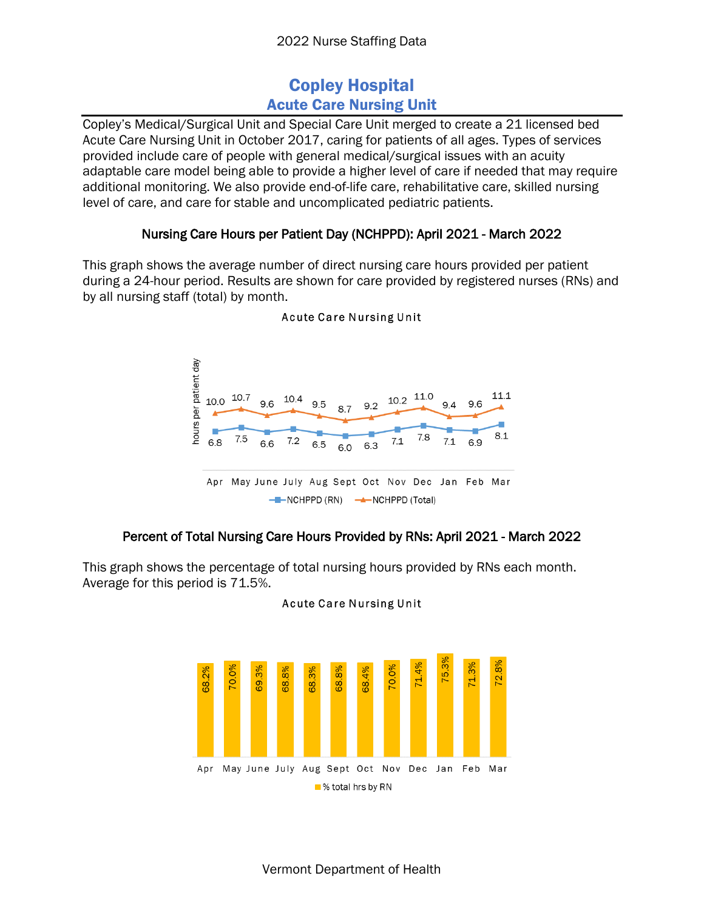2022 Nurse Staffing Data

# Copley Hospital
## Acute Care Nursing Unit

Copley's Medical/Surgical Unit and Special Care Unit merged to create a 21 licensed bed Acute Care Nursing Unit in October 2017, caring for patients of all ages. Types of services provided include care of people with general medical/surgical issues with an acuity adaptable care model being able to provide a higher level of care if needed that may require additional monitoring. We also provide end-of-life care, rehabilitative care, skilled nursing level of care, and care for stable and uncomplicated pediatric patients.

### Nursing Care Hours per Patient Day (NCHPPD): April 2021 - March 2022

This graph shows the average number of direct nursing care hours provided per patient during a 24-hour period. Results are shown for care provided by registered nurses (RNs) and by all nursing staff (total) by month.

Acute Care Nursing Unit

| | Apr | May | June | July | Aug | Sept | Oct | Nov | Dec | Jan | Feb | Mar |
|---|---|---|---|---|---|---|---|---|---|---|---|---|
| NCHPPD (RN) | 6.8 | 7.5 | 6.6 | 7.2 | 6.5 | 6.0 | 6.3 | 7.1 | 7.8 | 7.1 | 6.9 | 8.1 |
| NCHPPD (Total) | 10.0 | 10.7 | 9.6 | 10.4 | 9.5 | 8.7 | 9.2 | 10.2 | 11.0 | 9.4 | 9.6 | 11.1 |

### Percent of Total Nursing Care Hours Provided by RNs: April 2021 - March 2022

This graph shows the percentage of total nursing hours provided by RNs each month. Average for this period is 71.5%.

Acute Care Nursing Unit

| | Apr | May | June | July | Aug | Sept | Oct | Nov | Dec | Jan | Feb | Mar |
|---|---|---|---|---|---|---|---|---|---|---|---|---|
| % total hrs by RN | 68.2% | 70.0% | 69.3% | 68.8% | 68.3% | 68.8% | 68.4% | 70.0% | 71.4% | 75.3% | 71.3% | 72.8% |

Vermont Department of Health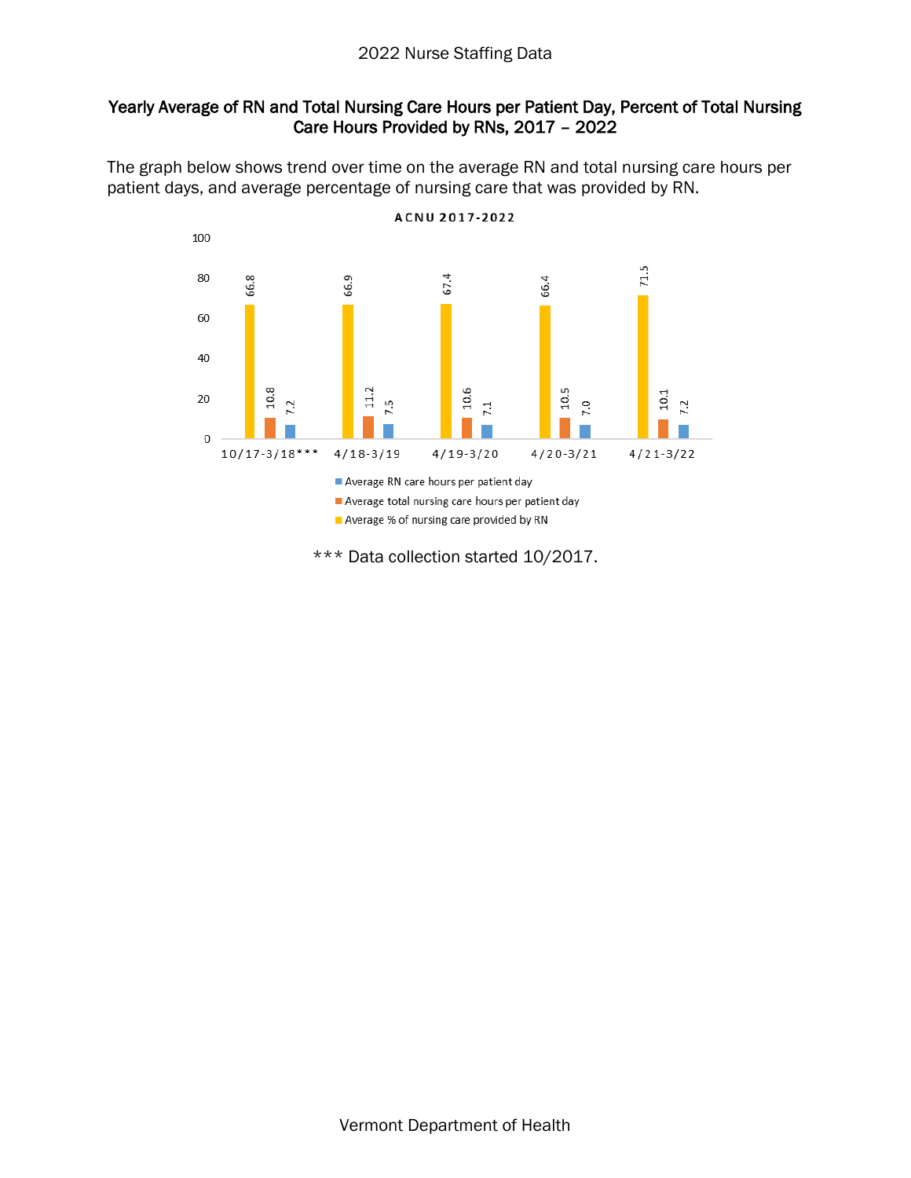2022 Nurse Staffing Data

**Yearly Average of RN and Total Nursing Care Hours per Patient Day, Percent of Total Nursing Care Hours Provided by RNs, 2017 – 2022**

The graph below shows trend over time on the average RN and total nursing care hours per patient days, and average percentage of nursing care that was provided by RN.

**ACNU 2017-2022**

| | 10/17-3/18*** | 4/18-3/19 | 4/19-3/20 | 4/20-3/21 | 4/21-3/22 |
|---|---|---|---|---|---|
| Average % of nursing care provided by RN | 66.8 | 66.9 | 67.4 | 66.4 | 71.5 |
| Average total nursing care hours per patient day | 10.8 | 11.2 | 10.6 | 10.5 | 10.1 |
| Average RN care hours per patient day | 7.2 | 7.5 | 7.1 | 7.0 | 7.2 |

*** Data collection started 10/2017.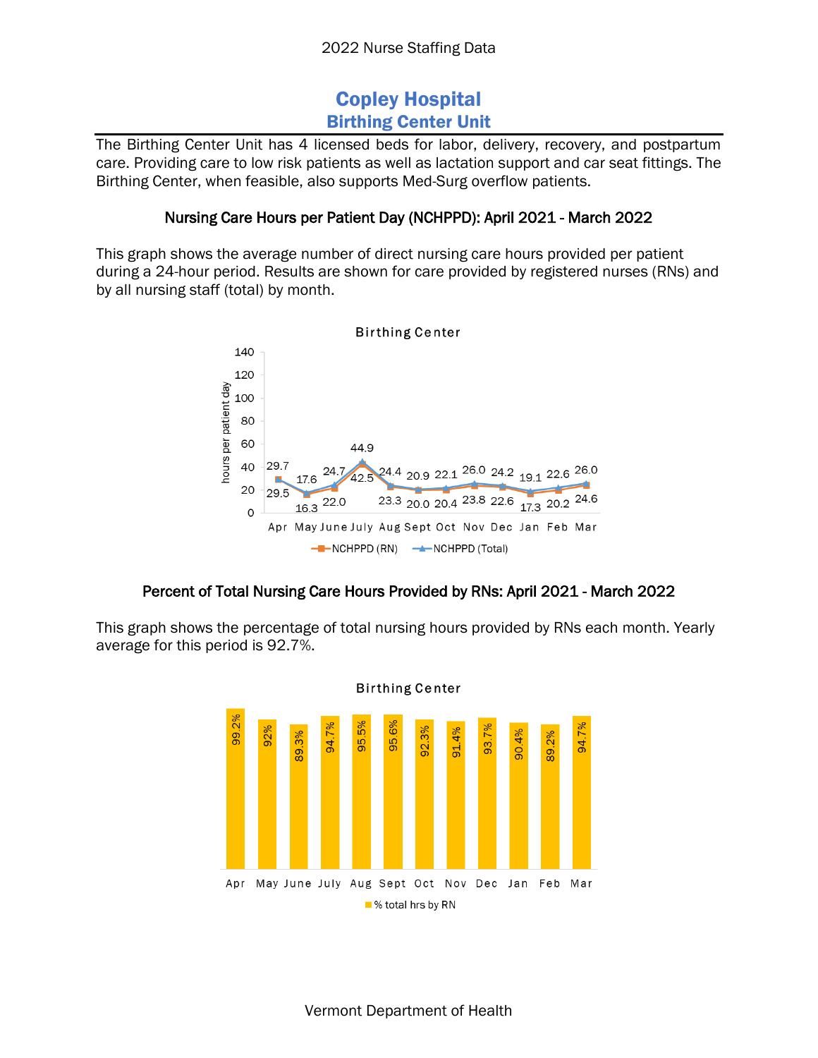# Copley Hospital
## Birthing Center Unit

The Birthing Center Unit has 4 licensed beds for labor, delivery, recovery, and postpartum care. Providing care to low risk patients as well as lactation support and car seat fittings. The Birthing Center, when feasible, also supports Med-Surg overflow patients.

### Nursing Care Hours per Patient Day (NCHPPD): April 2021 - March 2022

This graph shows the average number of direct nursing care hours provided per patient during a 24-hour period. Results are shown for care provided by registered nurses (RNs) and by all nursing staff (total) by month.

Birthing Center

| | Apr | May | June | July | Aug | Sept | Oct | Nov | Dec | Jan | Feb | Mar |
|---|---|---|---|---|---|---|---|---|---|---|---|---|
| NCHPPD (RN) | 29.5 | 16.3 | 22.0 | 42.5 | 23.3 | 20.0 | 20.4 | 23.8 | 22.6 | 17.3 | 20.2 | 24.6 |
| NCHPPD (Total) | 29.7 | 17.6 | 24.7 | 44.9 | 24.4 | 20.9 | 22.1 | 26.0 | 24.2 | 19.1 | 22.6 | 26.0 |

### Percent of Total Nursing Care Hours Provided by RNs: April 2021 - March 2022

This graph shows the percentage of total nursing hours provided by RNs each month. Yearly average for this period is 92.7%.

Birthing Center

| | Apr | May | June | July | Aug | Sept | Oct | Nov | Dec | Jan | Feb | Mar |
|---|---|---|---|---|---|---|---|---|---|---|---|---|
| % total hrs by RN | 99.2% | 92% | 89.3% | 94.7% | 95.5% | 95.6% | 92.3% | 91.4% | 93.7% | 90.4% | 89.2% | 94.7% |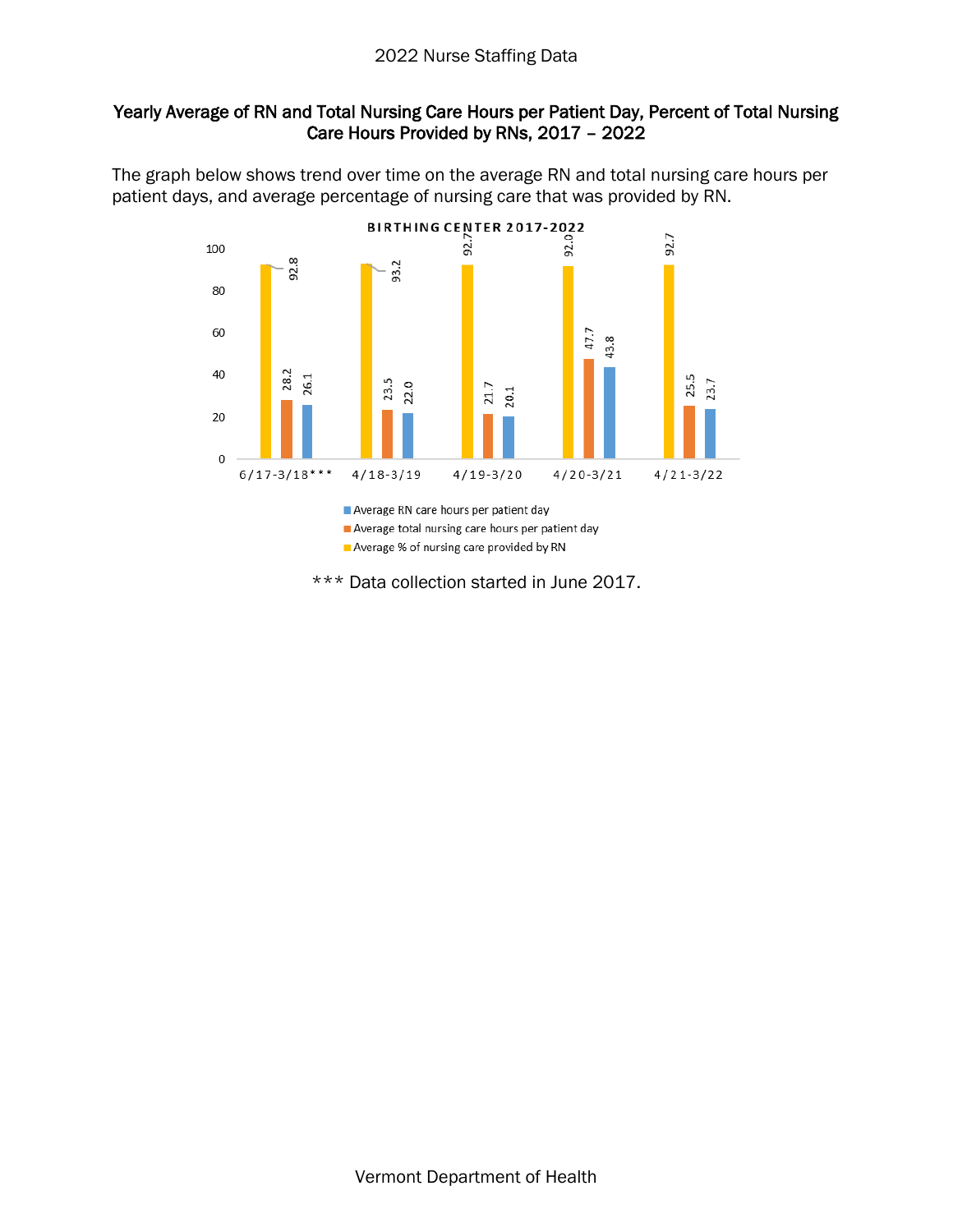## Yearly Average of RN and Total Nursing Care Hours per Patient Day, Percent of Total Nursing Care Hours Provided by RNs, 2017 – 2022

The graph below shows trend over time on the average RN and total nursing care hours per patient days, and average percentage of nursing care that was provided by RN.

BIRTHING CENTER 2017-2022

100
80
60
40
20
0

6/17-3/18***: 92.8, 28.2, 26.1
4/18-3/19: 93.2, 23.5, 22.0
4/19-3/20: 92.7, 21.7, 20.1
4/20-3/21: 92.0, 47.7, 43.8
4/21-3/22: 92.7, 25.5, 23.7

Average RN care hours per patient day
Average total nursing care hours per patient day
Average % of nursing care provided by RN

*** Data collection started in June 2017.